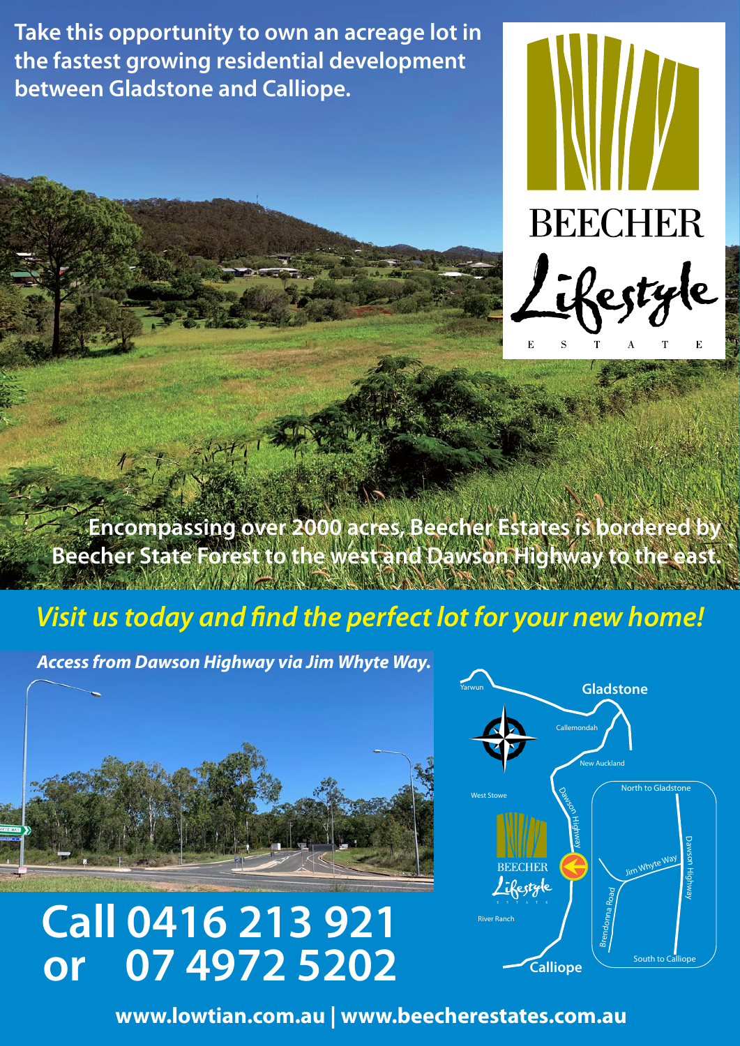**Take this opportunity to own an acreage lot in the fastest growing residential development between Gladstone and Calliope.**

BEECHER
Lifestyle
E S T A T E

**Encompassing over 2000 acres, Beecher Estates is bordered by Beecher State Forest to the west and Dawson Highway to the east.**

## *Visit us today and find the perfect lot for your new home!*

***Access from Dawson Highway via Jim Whyte Way.***

Yarwun
Gladstone
Callemondah
New Auckland
West Stowe
Dawson Highway
North to Gladstone
Jim Whyte Way
Dawson Highway
Brendonna Road
BEECHER Lifestyle ESTATE
River Ranch
Calliope
South to Calliope

# Call 0416 213 921 or 07 4972 5202

**www.lowtian.com.au | www.beecherestates.com.au**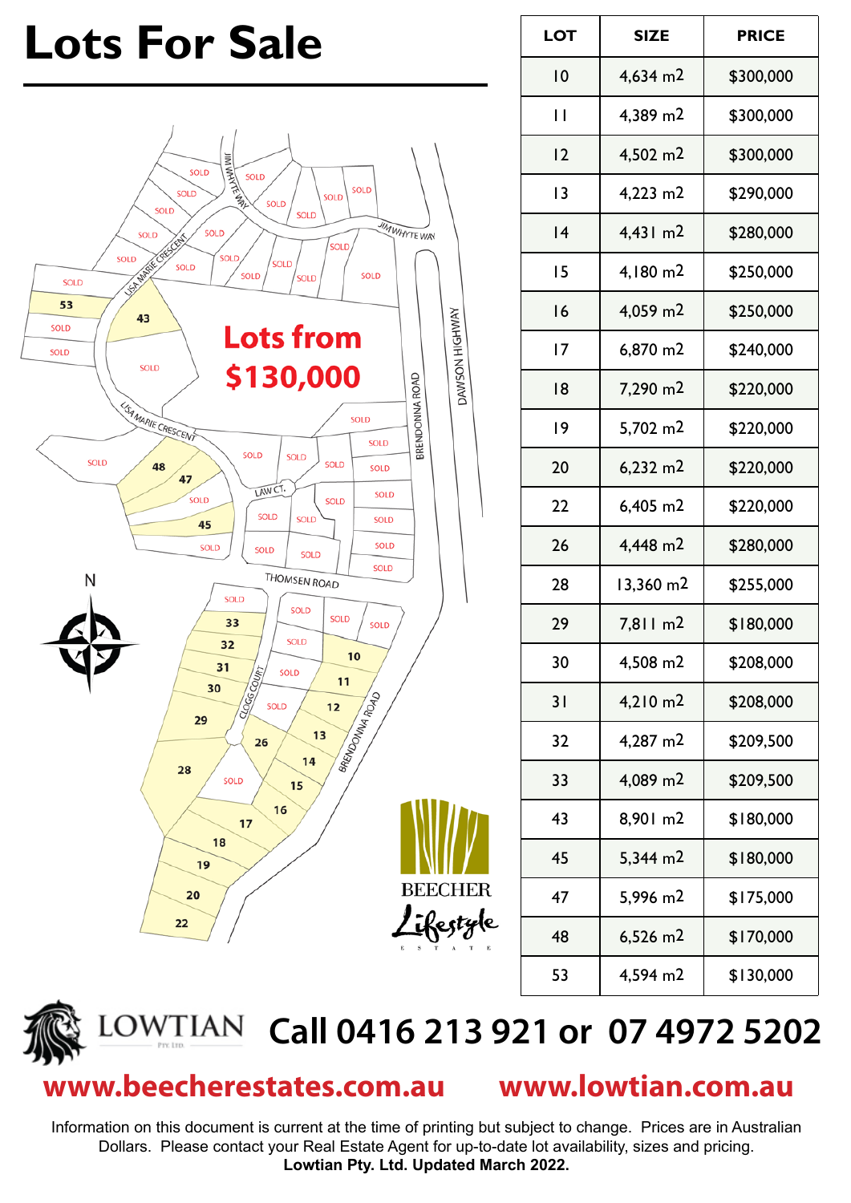# Lots For Sale

Lots from $130,000

| LOT | SIZE | PRICE |
|---|---|---|
| 10 | 4,634 m2 | $300,000 |
| 11 | 4,389 m2 | $300,000 |
| 12 | 4,502 m2 | $300,000 |
| 13 | 4,223 m2 | $290,000 |
| 14 | 4,431 m2 | $280,000 |
| 15 | 4,180 m2 | $250,000 |
| 16 | 4,059 m2 | $250,000 |
| 17 | 6,870 m2 | $240,000 |
| 18 | 7,290 m2 | $220,000 |
| 19 | 5,702 m2 | $220,000 |
| 20 | 6,232 m2 | $220,000 |
| 22 | 6,405 m2 | $220,000 |
| 26 | 4,448 m2 | $280,000 |
| 28 | 13,360 m2 | $255,000 |
| 29 | 7,811 m2 | $180,000 |
| 30 | 4,508 m2 | $208,000 |
| 31 | 4,210 m2 | $208,000 |
| 32 | 4,287 m2 | $209,500 |
| 33 | 4,089 m2 | $209,500 |
| 43 | 8,901 m2 | $180,000 |
| 45 | 5,344 m2 | $180,000 |
| 47 | 5,996 m2 | $175,000 |
| 48 | 6,526 m2 | $170,000 |
| 53 | 4,594 m2 | $130,000 |

BEECHER Lifestyle ESTATE

LOWTIAN Pty. Ltd.

**Call 0416 213 921 or 07 4972 5202**

**www.beecherestates.com.au** **www.lowtian.com.au**

Information on this document is current at the time of printing but subject to change. Prices are in Australian Dollars. Please contact your Real Estate Agent for up-to-date lot availability, sizes and pricing.
**Lowtian Pty. Ltd. Updated March 2022.**